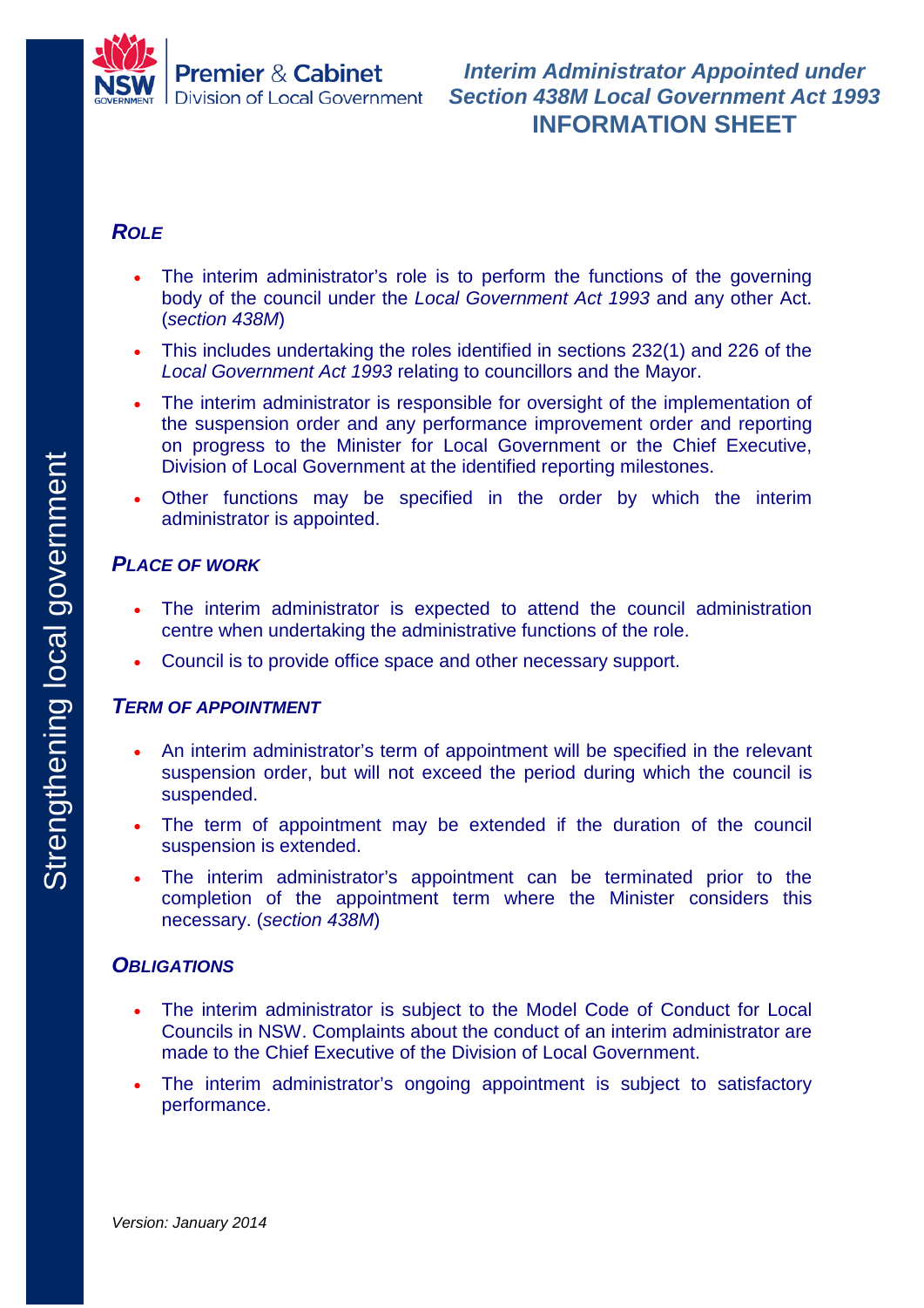Premier & Cabinet
Division of Local Government

# *Interim Administrator Appointed under Section 438M Local Government Act 1993*
# INFORMATION SHEET

## *ROLE*

- The interim administrator's role is to perform the functions of the governing body of the council under the *Local Government Act 1993* and any other Act. (*section 438M*)
- This includes undertaking the roles identified in sections 232(1) and 226 of the *Local Government Act 1993* relating to councillors and the Mayor.
- The interim administrator is responsible for oversight of the implementation of the suspension order and any performance improvement order and reporting on progress to the Minister for Local Government or the Chief Executive, Division of Local Government at the identified reporting milestones.
- Other functions may be specified in the order by which the interim administrator is appointed.

## *PLACE OF WORK*

- The interim administrator is expected to attend the council administration centre when undertaking the administrative functions of the role.
- Council is to provide office space and other necessary support.

## *TERM OF APPOINTMENT*

- An interim administrator's term of appointment will be specified in the relevant suspension order, but will not exceed the period during which the council is suspended.
- The term of appointment may be extended if the duration of the council suspension is extended.
- The interim administrator's appointment can be terminated prior to the completion of the appointment term where the Minister considers this necessary. (*section 438M*)

## *OBLIGATIONS*

- The interim administrator is subject to the Model Code of Conduct for Local Councils in NSW. Complaints about the conduct of an interim administrator are made to the Chief Executive of the Division of Local Government.
- The interim administrator's ongoing appointment is subject to satisfactory performance.

*Version: January 2014*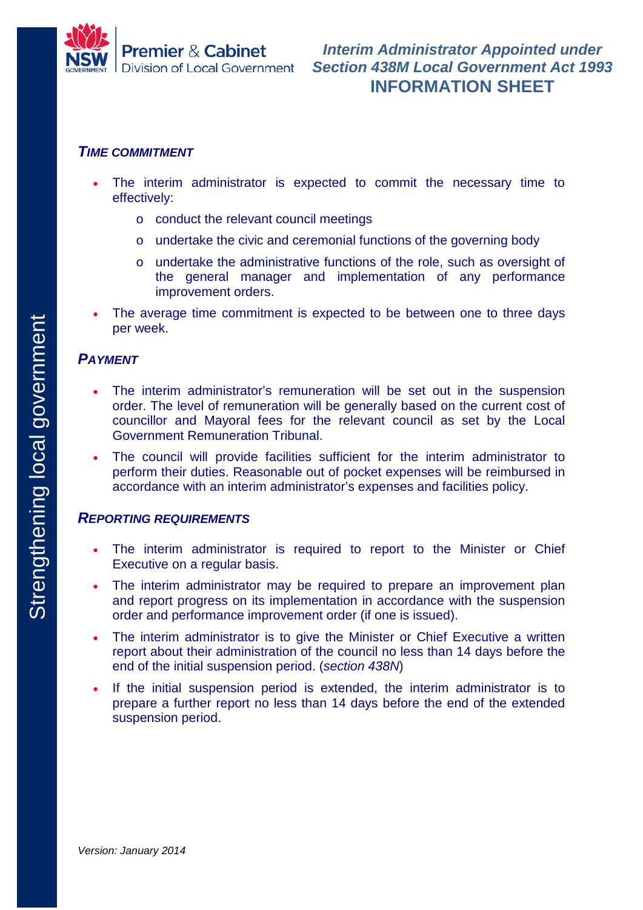### *TIME COMMITMENT*

- The interim administrator is expected to commit the necessary time to effectively:
  - conduct the relevant council meetings
  - undertake the civic and ceremonial functions of the governing body
  - undertake the administrative functions of the role, such as oversight of the general manager and implementation of any performance improvement orders.
- The average time commitment is expected to be between one to three days per week.

### *PAYMENT*

- The interim administrator's remuneration will be set out in the suspension order. The level of remuneration will be generally based on the current cost of councillor and Mayoral fees for the relevant council as set by the Local Government Remuneration Tribunal.
- The council will provide facilities sufficient for the interim administrator to perform their duties. Reasonable out of pocket expenses will be reimbursed in accordance with an interim administrator's expenses and facilities policy.

### *REPORTING REQUIREMENTS*

- The interim administrator is required to report to the Minister or Chief Executive on a regular basis.
- The interim administrator may be required to prepare an improvement plan and report progress on its implementation in accordance with the suspension order and performance improvement order (if one is issued).
- The interim administrator is to give the Minister or Chief Executive a written report about their administration of the council no less than 14 days before the end of the initial suspension period. (*section 438N*)
- If the initial suspension period is extended, the interim administrator is to prepare a further report no less than 14 days before the end of the extended suspension period.

*Version: January 2014*